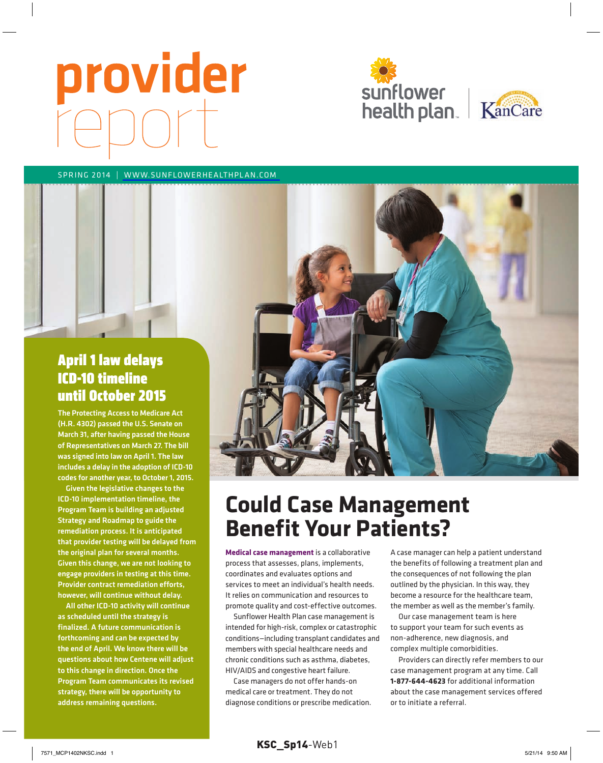# provider report

sunflower health plan | KanCare

SPRING 2014 | WWW.SUNFLOWERHEALTHPLAN.COM

## April 1 law delays ICD-10 timeline until October 2015

**The Protecting Access to Medicare Act (H.R. 4302) passed the U.S. Senate on March 31, after having passed the House of Representatives on March 27. The bill was signed into law on April 1. The law includes a delay in the adoption of ICD-10 codes for another year, to October 1, 2015.**

**Given the legislative changes to the ICD-10 implementation timeline, the Program Team is building an adjusted Strategy and Roadmap to guide the remediation process. It is anticipated that provider testing will be delayed from the original plan for several months. Given this change, we are not looking to engage providers in testing at this time. Provider contract remediation efforts, however, will continue without delay.**

**All other ICD-10 activity will continue as scheduled until the strategy is finalized. A future communication is forthcoming and can be expected by the end of April. We know there will be questions about how Centene will adjust to this change in direction. Once the Program Team communicates its revised strategy, there will be opportunity to address remaining questions.**

## Could Case Management Benefit Your Patients?

**Medical case management** is a collaborative process that assesses, plans, implements, coordinates and evaluates options and services to meet an individual's health needs. It relies on communication and resources to promote quality and cost-effective outcomes.

Sunflower Health Plan case management is intended for high-risk, complex or catastrophic conditions—including transplant candidates and members with special healthcare needs and chronic conditions such as asthma, diabetes, HIV/AIDS and congestive heart failure.

Case managers do not offer hands-on medical care or treatment. They do not diagnose conditions or prescribe medication.

A case manager can help a patient understand the benefits of following a treatment plan and the consequences of not following the plan outlined by the physician. In this way, they become a resource for the healthcare team, the member as well as the member's family.

Our case management team is here to support your team for such events as non-adherence, new diagnosis, and complex multiple comorbidities.

Providers can directly refer members to our case management program at any time. Call **1-877-644-4623** for additional information about the case management services offered or to initiate a referral.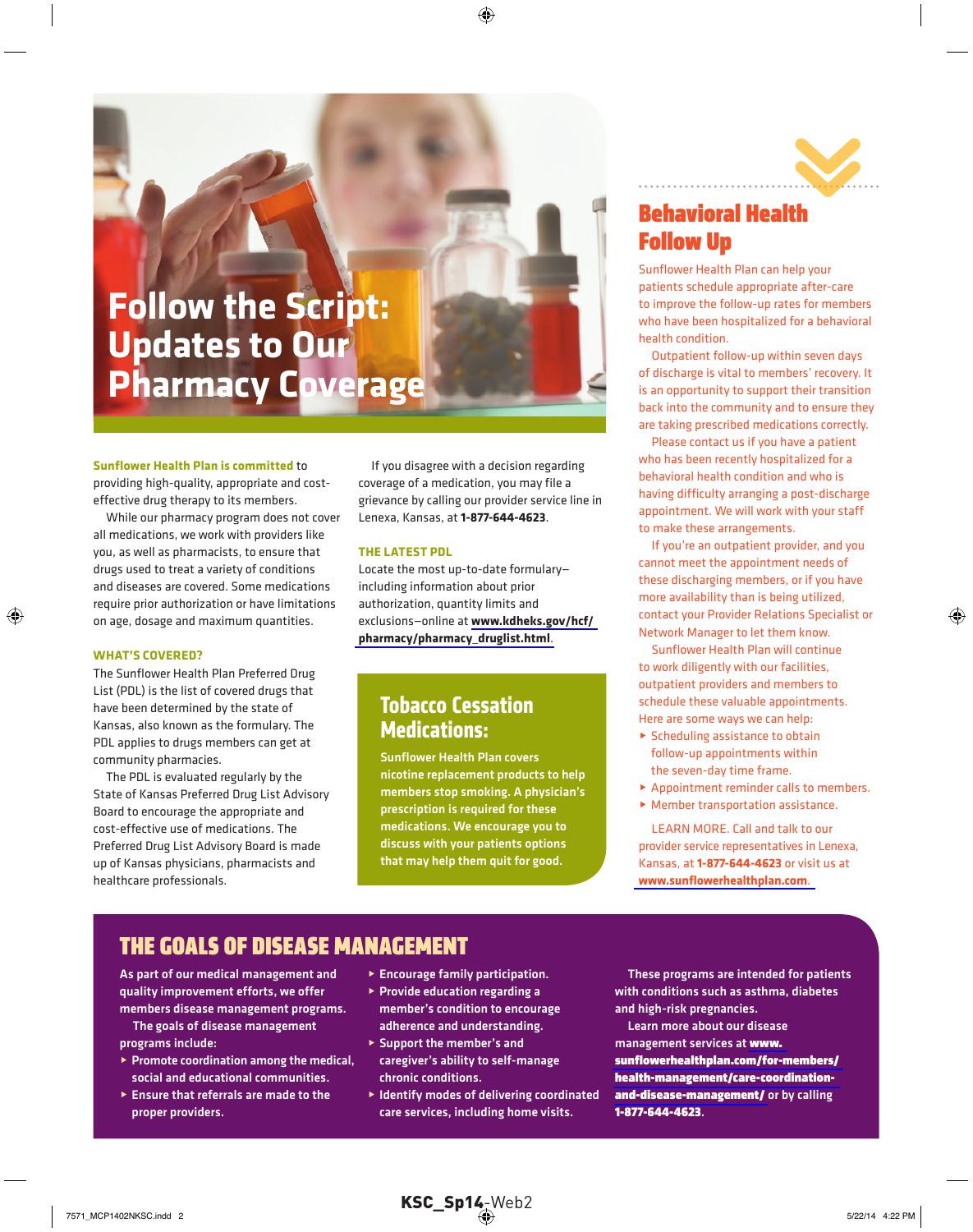# Follow the Script: Updates to Our Pharmacy Coverage

**Sunflower Health Plan is committed** to providing high-quality, appropriate and cost-effective drug therapy to its members.

While our pharmacy program does not cover all medications, we work with providers like you, as well as pharmacists, to ensure that drugs used to treat a variety of conditions and diseases are covered. Some medications require prior authorization or have limitations on age, dosage and maximum quantities.

### WHAT'S COVERED?

The Sunflower Health Plan Preferred Drug List (PDL) is the list of covered drugs that have been determined by the state of Kansas, also known as the formulary. The PDL applies to drugs members can get at community pharmacies.

The PDL is evaluated regularly by the State of Kansas Preferred Drug List Advisory Board to encourage the appropriate and cost-effective use of medications. The Preferred Drug List Advisory Board is made up of Kansas physicians, pharmacists and healthcare professionals.

If you disagree with a decision regarding coverage of a medication, you may file a grievance by calling our provider service line in Lenexa, Kansas, at **1-877-644-4623**.

### THE LATEST PDL

Locate the most up-to-date formulary—including information about prior authorization, quantity limits and exclusions—online at **www.kdheks.gov/hcf/pharmacy/pharmacy_druglist.html**.

## Tobacco Cessation Medications:

**Sunflower Health Plan covers nicotine replacement products to help members stop smoking. A physician's prescription is required for these medications. We encourage you to discuss with your patients options that may help them quit for good.**

## Behavioral Health Follow Up

Sunflower Health Plan can help your patients schedule appropriate after-care to improve the follow-up rates for members who have been hospitalized for a behavioral health condition.

Outpatient follow-up within seven days of discharge is vital to members' recovery. It is an opportunity to support their transition back into the community and to ensure they are taking prescribed medications correctly.

Please contact us if you have a patient who has been recently hospitalized for a behavioral health condition and who is having difficulty arranging a post-discharge appointment. We will work with your staff to make these arrangements.

If you're an outpatient provider, and you cannot meet the appointment needs of these discharging members, or if you have more availability than is being utilized, contact your Provider Relations Specialist or Network Manager to let them know.

Sunflower Health Plan will continue to work diligently with our facilities, outpatient providers and members to schedule these valuable appointments. Here are some ways we can help:

- Scheduling assistance to obtain follow-up appointments within the seven-day time frame.
- Appointment reminder calls to members.
- Member transportation assistance.

LEARN MORE. Call and talk to our provider service representatives in Lenexa, Kansas, at **1-877-644-4623** or visit us at **www.sunflowerhealthplan.com**.

## THE GOALS OF DISEASE MANAGEMENT

As part of our medical management and quality improvement efforts, we offer members disease management programs.

The goals of disease management programs include:

- Promote coordination among the medical, social and educational communities.
- Ensure that referrals are made to the proper providers.
- Encourage family participation.
- Provide education regarding a member's condition to encourage adherence and understanding.
- Support the member's and caregiver's ability to self-manage chronic conditions.
- Identify modes of delivering coordinated care services, including home visits.

These programs are intended for patients with conditions such as asthma, diabetes and high-risk pregnancies.

Learn more about our disease management services at **www.sunflowerhealthplan.com/for-members/health-management/care-coordination-and-disease-management/** or by calling **1-877-644-4623**.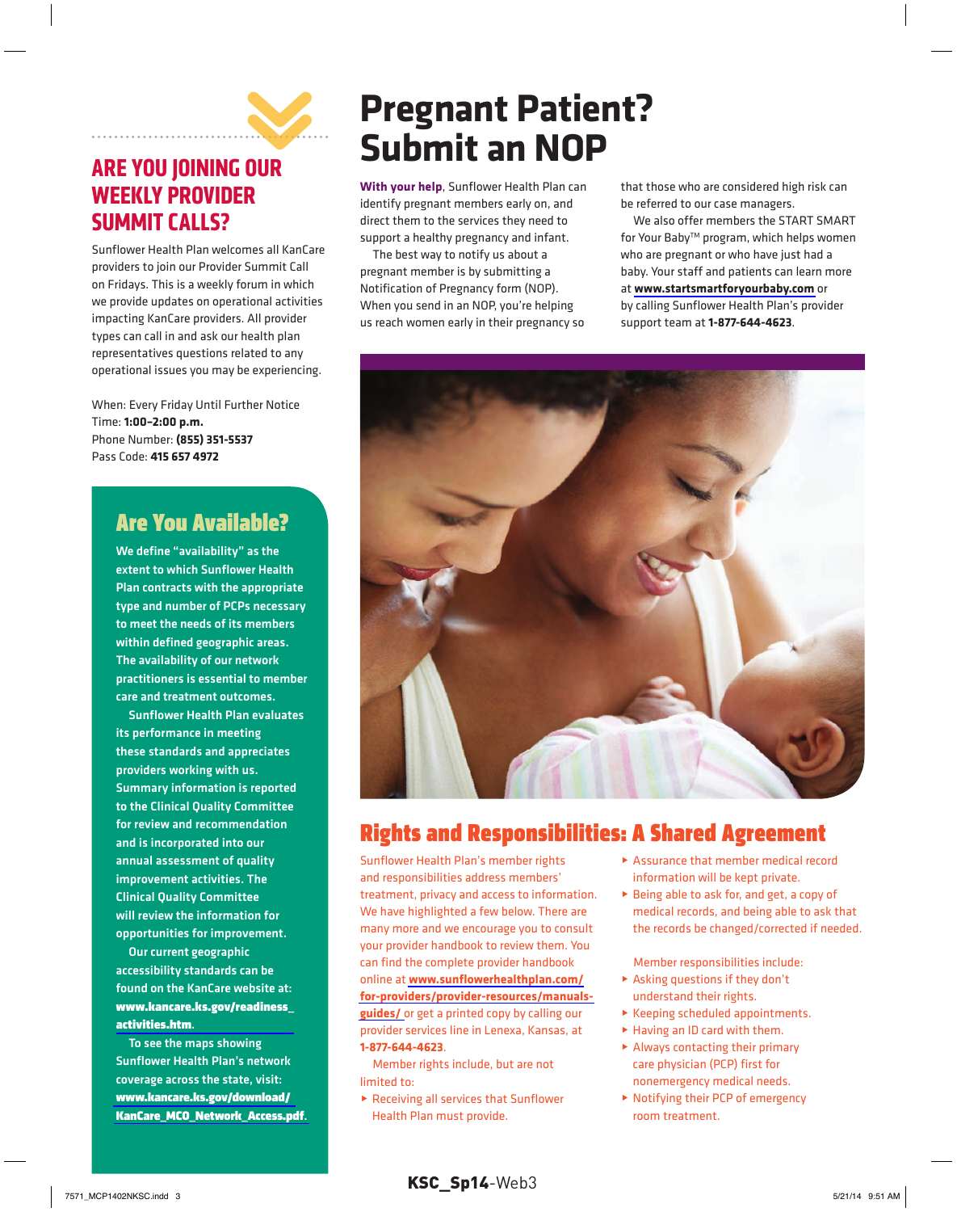## ARE YOU JOINING OUR WEEKLY PROVIDER SUMMIT CALLS?

Sunflower Health Plan welcomes all KanCare providers to join our Provider Summit Call on Fridays. This is a weekly forum in which we provide updates on operational activities impacting KanCare providers. All provider types can call in and ask our health plan representatives questions related to any operational issues you may be experiencing.

When: Every Friday Until Further Notice
Time: **1:00–2:00 p.m.**
Phone Number: **(855) 351-5537**
Pass Code: **415 657 4972**

## Are You Available?

**We define "availability" as the extent to which Sunflower Health Plan contracts with the appropriate type and number of PCPs necessary to meet the needs of its members within defined geographic areas. The availability of our network practitioners is essential to member care and treatment outcomes.**

**Sunflower Health Plan evaluates its performance in meeting these standards and appreciates providers working with us. Summary information is reported to the Clinical Quality Committee for review and recommendation and is incorporated into our annual assessment of quality improvement activities. The Clinical Quality Committee will review the information for opportunities for improvement.**

**Our current geographic accessibility standards can be found on the KanCare website at: www.kancare.ks.gov/readiness_activities.htm.**

**To see the maps showing Sunflower Health Plan's network coverage across the state, visit: www.kancare.ks.gov/download/KanCare_MCO_Network_Access.pdf.**

# Pregnant Patient? Submit an NOP

**With your help**, Sunflower Health Plan can identify pregnant members early on, and direct them to the services they need to support a healthy pregnancy and infant.

The best way to notify us about a pregnant member is by submitting a Notification of Pregnancy form (NOP). When you send in an NOP, you're helping us reach women early in their pregnancy so that those who are considered high risk can be referred to our case managers.

We also offer members the START SMART for Your Baby™ program, which helps women who are pregnant or who have just had a baby. Your staff and patients can learn more at **www.startsmartforyourbaby.com** or by calling Sunflower Health Plan's provider support team at **1-877-644-4623**.

## Rights and Responsibilities: A Shared Agreement

Sunflower Health Plan's member rights and responsibilities address members' treatment, privacy and access to information. We have highlighted a few below. There are many more and we encourage you to consult your provider handbook to review them. You can find the complete provider handbook online at **www.sunflowerhealthplan.com/for-providers/provider-resources/manuals-guides/** or get a printed copy by calling our provider services line in Lenexa, Kansas, at **1-877-644-4623**.

Member rights include, but are not limited to:

- Receiving all services that Sunflower Health Plan must provide.
- Assurance that member medical record information will be kept private.
- Being able to ask for, and get, a copy of medical records, and being able to ask that the records be changed/corrected if needed.

Member responsibilities include:

- Asking questions if they don't understand their rights.
- Keeping scheduled appointments.
- Having an ID card with them.
- Always contacting their primary care physician (PCP) first for nonemergency medical needs.
- Notifying their PCP of emergency room treatment.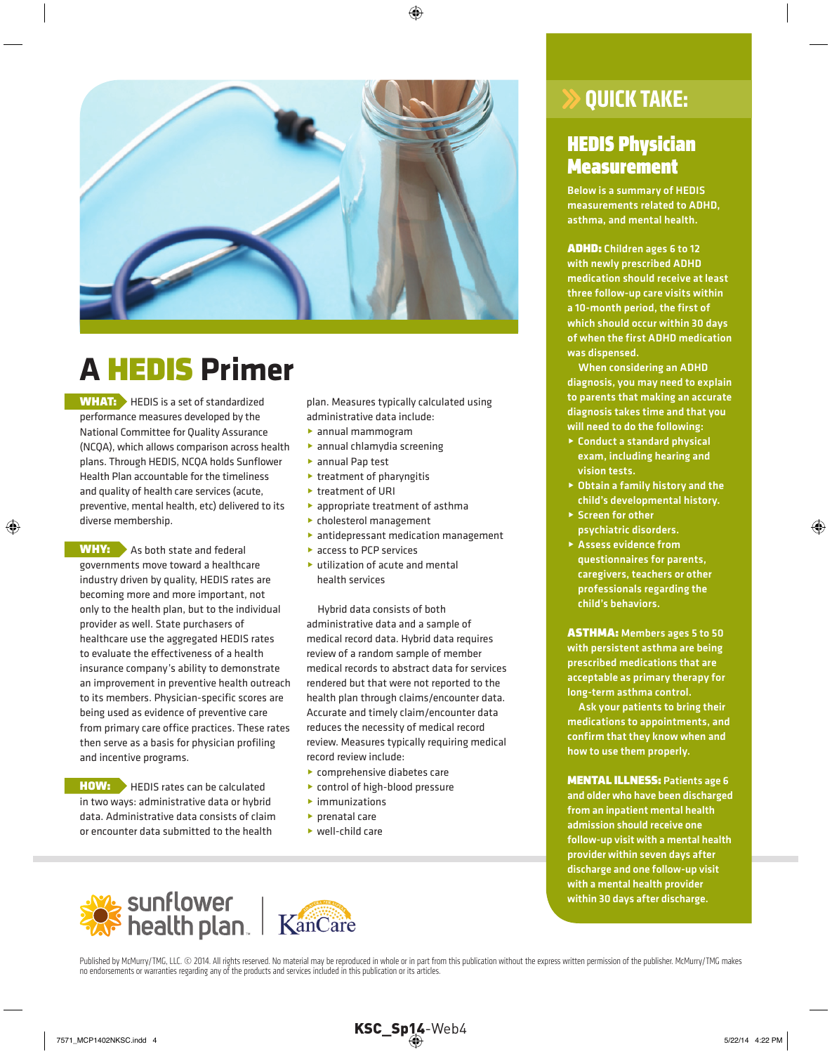# A HEDIS Primer

**WHAT:** HEDIS is a set of standardized performance measures developed by the National Committee for Quality Assurance (NCQA), which allows comparison across health plans. Through HEDIS, NCQA holds Sunflower Health Plan accountable for the timeliness and quality of health care services (acute, preventive, mental health, etc) delivered to its diverse membership.

**WHY:** As both state and federal governments move toward a healthcare industry driven by quality, HEDIS rates are becoming more and more important, not only to the health plan, but to the individual provider as well. State purchasers of healthcare use the aggregated HEDIS rates to evaluate the effectiveness of a health insurance company's ability to demonstrate an improvement in preventive health outreach to its members. Physician-specific scores are being used as evidence of preventive care from primary care office practices. These rates then serve as a basis for physician profiling and incentive programs.

**HOW:** HEDIS rates can be calculated in two ways: administrative data or hybrid data. Administrative data consists of claim or encounter data submitted to the health plan. Measures typically calculated using administrative data include:

- annual mammogram
- annual chlamydia screening
- annual Pap test
- treatment of pharyngitis
- treatment of URI
- appropriate treatment of asthma
- cholesterol management
- antidepressant medication management
- access to PCP services
- utilization of acute and mental health services

Hybrid data consists of both administrative data and a sample of medical record data. Hybrid data requires review of a random sample of member medical records to abstract data for services rendered but that were not reported to the health plan through claims/encounter data. Accurate and timely claim/encounter data reduces the necessity of medical record review. Measures typically requiring medical record review include:

- comprehensive diabetes care
- control of high-blood pressure
- immunizations
- prenatal care
- well-child care

## QUICK TAKE:

### HEDIS Physician Measurement

Below is a summary of HEDIS measurements related to ADHD, asthma, and mental health.

**ADHD:** Children ages 6 to 12 with newly prescribed ADHD medication should receive at least three follow-up care visits within a 10-month period, the first of which should occur within 30 days of when the first ADHD medication was dispensed.

When considering an ADHD diagnosis, you may need to explain to parents that making an accurate diagnosis takes time and that you will need to do the following:

- Conduct a standard physical exam, including hearing and vision tests.
- Obtain a family history and the child's developmental history.
- Screen for other psychiatric disorders.
- Assess evidence from questionnaires for parents, caregivers, teachers or other professionals regarding the child's behaviors.

**ASTHMA:** Members ages 5 to 50 with persistent asthma are being prescribed medications that are acceptable as primary therapy for long-term asthma control.

Ask your patients to bring their medications to appointments, and confirm that they know when and how to use them properly.

**MENTAL ILLNESS:** Patients age 6 and older who have been discharged from an inpatient mental health admission should receive one follow-up visit with a mental health provider within seven days after discharge and one follow-up visit with a mental health provider within 30 days after discharge.

sunflower health plan | KanCare

Published by McMurry/TMG, LLC. © 2014. All rights reserved. No material may be reproduced in whole or in part from this publication without the express written permission of the publisher. McMurry/TMG makes no endorsements or warranties regarding any of the products and services included in this publication or its articles.